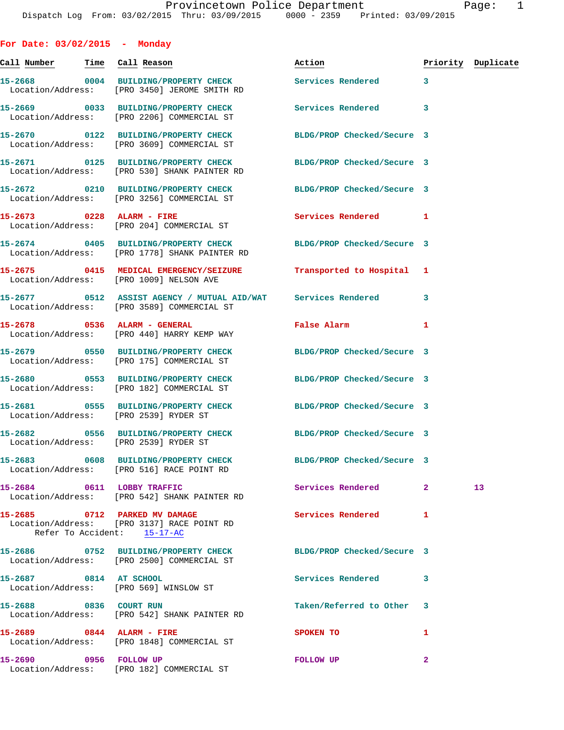Provincetown Police Department
Dispatch Log From: 03/02/2015 Thru: 03/09/2015 0000 - 2359 Printed: 03/09/2015

## For Date: 03/02/2015 - Monday

| Call Number | Time | Call Reason | Action | Priority | Duplicate |
|---|---|---|---|---|---|
| 15-2668 | 0004 | BUILDING/PROPERTY CHECK<br>Location/Address: [PRO 3450] JEROME SMITH RD | Services Rendered | 3 | |
| 15-2669 | 0033 | BUILDING/PROPERTY CHECK<br>Location/Address: [PRO 2206] COMMERCIAL ST | Services Rendered | 3 | |
| 15-2670 | 0122 | BUILDING/PROPERTY CHECK<br>Location/Address: [PRO 3609] COMMERCIAL ST | BLDG/PROP Checked/Secure | 3 | |
| 15-2671 | 0125 | BUILDING/PROPERTY CHECK<br>Location/Address: [PRO 530] SHANK PAINTER RD | BLDG/PROP Checked/Secure | 3 | |
| 15-2672 | 0210 | BUILDING/PROPERTY CHECK<br>Location/Address: [PRO 3256] COMMERCIAL ST | BLDG/PROP Checked/Secure | 3 | |
| 15-2673 | 0228 | ALARM - FIRE<br>Location/Address: [PRO 204] COMMERCIAL ST | Services Rendered | 1 | |
| 15-2674 | 0405 | BUILDING/PROPERTY CHECK<br>Location/Address: [PRO 1778] SHANK PAINTER RD | BLDG/PROP Checked/Secure | 3 | |
| 15-2675 | 0415 | MEDICAL EMERGENCY/SEIZURE<br>Location/Address: [PRO 1009] NELSON AVE | Transported to Hospital | 1 | |
| 15-2677 | 0512 | ASSIST AGENCY / MUTUAL AID/WAT<br>Location/Address: [PRO 3589] COMMERCIAL ST | Services Rendered | 3 | |
| 15-2678 | 0536 | ALARM - GENERAL<br>Location/Address: [PRO 440] HARRY KEMP WAY | False Alarm | 1 | |
| 15-2679 | 0550 | BUILDING/PROPERTY CHECK<br>Location/Address: [PRO 175] COMMERCIAL ST | BLDG/PROP Checked/Secure | 3 | |
| 15-2680 | 0553 | BUILDING/PROPERTY CHECK<br>Location/Address: [PRO 182] COMMERCIAL ST | BLDG/PROP Checked/Secure | 3 | |
| 15-2681 | 0555 | BUILDING/PROPERTY CHECK<br>Location/Address: [PRO 2539] RYDER ST | BLDG/PROP Checked/Secure | 3 | |
| 15-2682 | 0556 | BUILDING/PROPERTY CHECK<br>Location/Address: [PRO 2539] RYDER ST | BLDG/PROP Checked/Secure | 3 | |
| 15-2683 | 0608 | BUILDING/PROPERTY CHECK<br>Location/Address: [PRO 516] RACE POINT RD | BLDG/PROP Checked/Secure | 3 | |
| 15-2684 | 0611 | LOBBY TRAFFIC<br>Location/Address: [PRO 542] SHANK PAINTER RD | Services Rendered | 2 | 13 |
| 15-2685 | 0712 | PARKED MV DAMAGE<br>Location/Address: [PRO 3137] RACE POINT RD<br>Refer To Accident: 15-17-AC | Services Rendered | 1 | |
| 15-2686 | 0752 | BUILDING/PROPERTY CHECK<br>Location/Address: [PRO 2500] COMMERCIAL ST | BLDG/PROP Checked/Secure | 3 | |
| 15-2687 | 0814 | AT SCHOOL<br>Location/Address: [PRO 569] WINSLOW ST | Services Rendered | 3 | |
| 15-2688 | 0836 | COURT RUN<br>Location/Address: [PRO 542] SHANK PAINTER RD | Taken/Referred to Other | 3 | |
| 15-2689 | 0844 | ALARM - FIRE<br>Location/Address: [PRO 1848] COMMERCIAL ST | SPOKEN TO | 1 | |
| 15-2690 | 0956 | FOLLOW UP<br>Location/Address: [PRO 182] COMMERCIAL ST | FOLLOW UP | 2 | |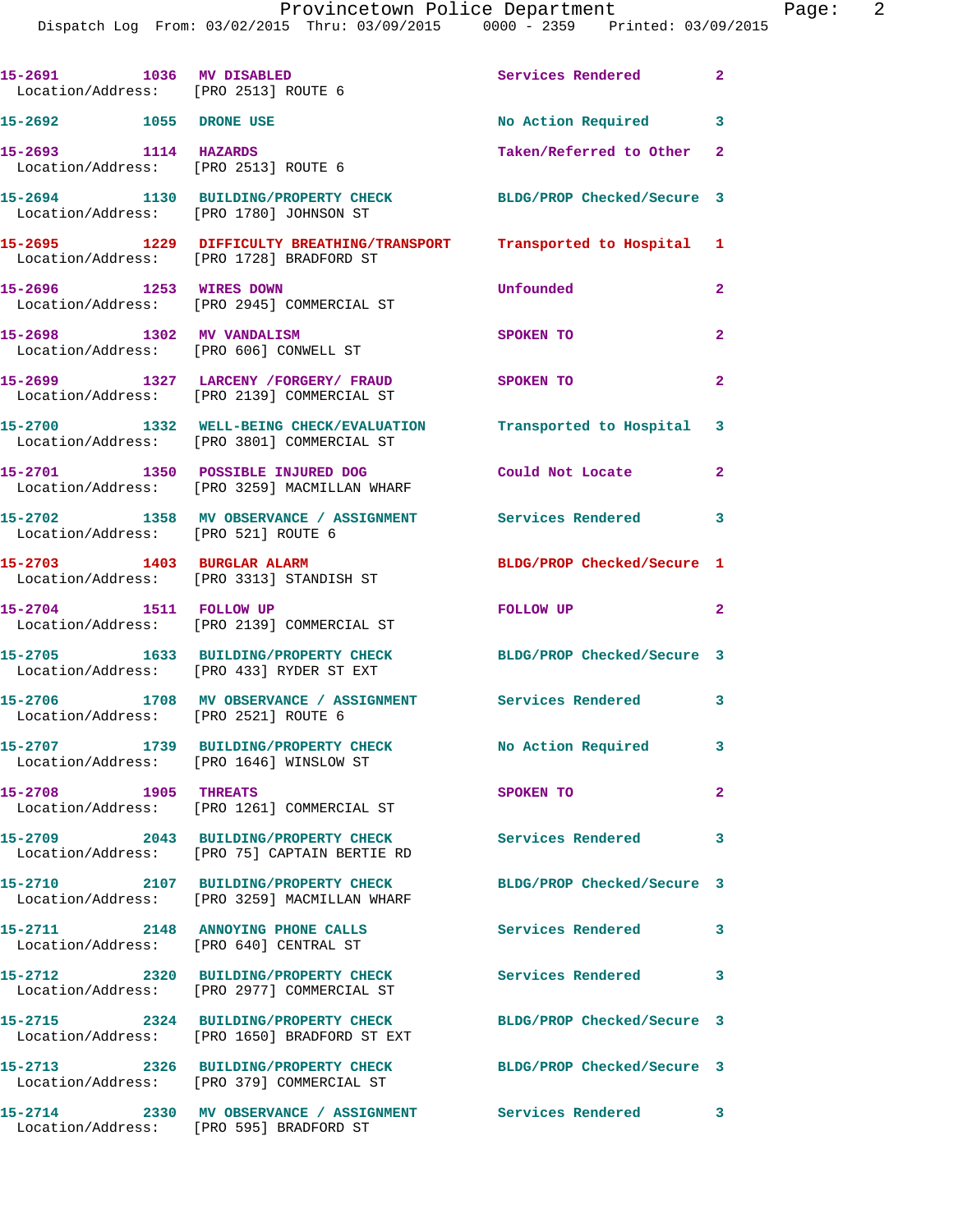| Call # | Time | Call Reason | Action | Priority |
|---|---|---|---|---|
| 15-2691 | 1036 | MV DISABLED | Services Rendered | 2 |
| Location/Address: | | [PRO 2513] ROUTE 6 | | |
| 15-2692 | 1055 | DRONE USE | No Action Required | 3 |
| 15-2693 | 1114 | HAZARDS | Taken/Referred to Other | 2 |
| Location/Address: | | [PRO 2513] ROUTE 6 | | |
| 15-2694 | 1130 | BUILDING/PROPERTY CHECK | BLDG/PROP Checked/Secure | 3 |
| Location/Address: | | [PRO 1780] JOHNSON ST | | |
| 15-2695 | 1229 | DIFFICULTY BREATHING/TRANSPORT | Transported to Hospital | 1 |
| Location/Address: | | [PRO 1728] BRADFORD ST | | |
| 15-2696 | 1253 | WIRES DOWN | Unfounded | 2 |
| Location/Address: | | [PRO 2945] COMMERCIAL ST | | |
| 15-2698 | 1302 | MV VANDALISM | SPOKEN TO | 2 |
| Location/Address: | | [PRO 606] CONWELL ST | | |
| 15-2699 | 1327 | LARCENY /FORGERY/ FRAUD | SPOKEN TO | 2 |
| Location/Address: | | [PRO 2139] COMMERCIAL ST | | |
| 15-2700 | 1332 | WELL-BEING CHECK/EVALUATION | Transported to Hospital | 3 |
| Location/Address: | | [PRO 3801] COMMERCIAL ST | | |
| 15-2701 | 1350 | POSSIBLE INJURED DOG | Could Not Locate | 2 |
| Location/Address: | | [PRO 3259] MACMILLAN WHARF | | |
| 15-2702 | 1358 | MV OBSERVANCE / ASSIGNMENT | Services Rendered | 3 |
| Location/Address: | | [PRO 521] ROUTE 6 | | |
| 15-2703 | 1403 | BURGLAR ALARM | BLDG/PROP Checked/Secure | 1 |
| Location/Address: | | [PRO 3313] STANDISH ST | | |
| 15-2704 | 1511 | FOLLOW UP | FOLLOW UP | 2 |
| Location/Address: | | [PRO 2139] COMMERCIAL ST | | |
| 15-2705 | 1633 | BUILDING/PROPERTY CHECK | BLDG/PROP Checked/Secure | 3 |
| Location/Address: | | [PRO 433] RYDER ST EXT | | |
| 15-2706 | 1708 | MV OBSERVANCE / ASSIGNMENT | Services Rendered | 3 |
| Location/Address: | | [PRO 2521] ROUTE 6 | | |
| 15-2707 | 1739 | BUILDING/PROPERTY CHECK | No Action Required | 3 |
| Location/Address: | | [PRO 1646] WINSLOW ST | | |
| 15-2708 | 1905 | THREATS | SPOKEN TO | 2 |
| Location/Address: | | [PRO 1261] COMMERCIAL ST | | |
| 15-2709 | 2043 | BUILDING/PROPERTY CHECK | Services Rendered | 3 |
| Location/Address: | | [PRO 75] CAPTAIN BERTIE RD | | |
| 15-2710 | 2107 | BUILDING/PROPERTY CHECK | BLDG/PROP Checked/Secure | 3 |
| Location/Address: | | [PRO 3259] MACMILLAN WHARF | | |
| 15-2711 | 2148 | ANNOYING PHONE CALLS | Services Rendered | 3 |
| Location/Address: | | [PRO 640] CENTRAL ST | | |
| 15-2712 | 2320 | BUILDING/PROPERTY CHECK | Services Rendered | 3 |
| Location/Address: | | [PRO 2977] COMMERCIAL ST | | |
| 15-2715 | 2324 | BUILDING/PROPERTY CHECK | BLDG/PROP Checked/Secure | 3 |
| Location/Address: | | [PRO 1650] BRADFORD ST EXT | | |
| 15-2713 | 2326 | BUILDING/PROPERTY CHECK | BLDG/PROP Checked/Secure | 3 |
| Location/Address: | | [PRO 379] COMMERCIAL ST | | |
| 15-2714 | 2330 | MV OBSERVANCE / ASSIGNMENT | Services Rendered | 3 |
| Location/Address: | | [PRO 595] BRADFORD ST | | |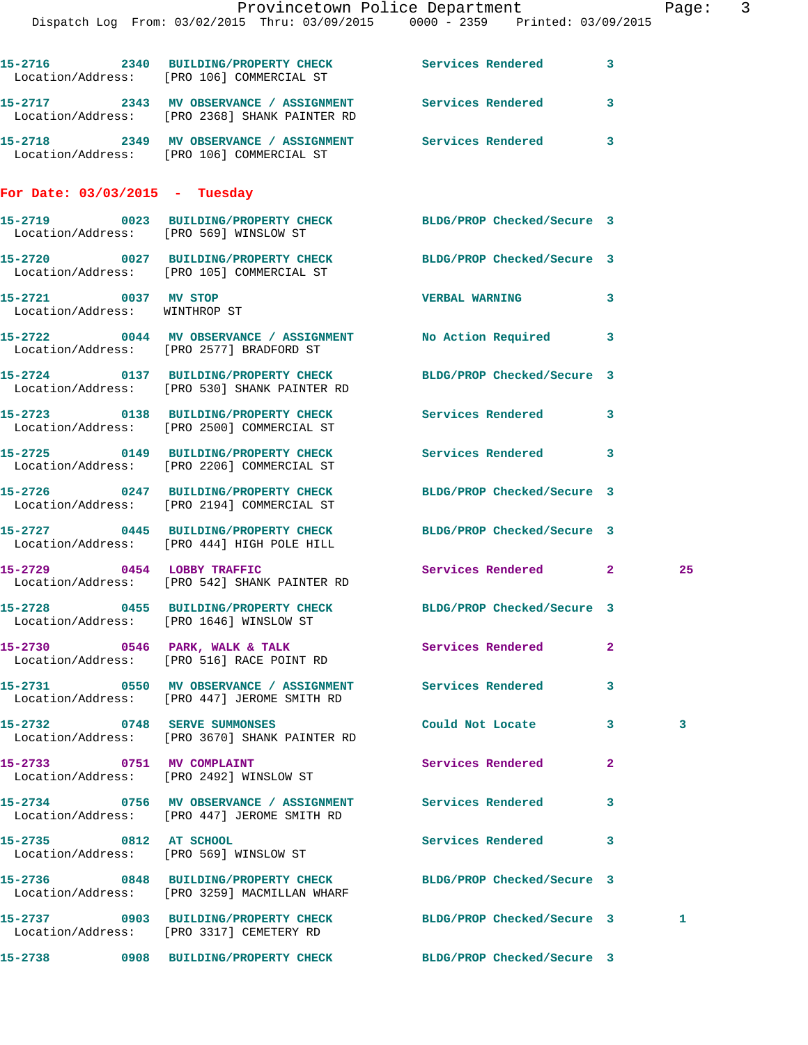15-2716 2340 BUILDING/PROPERTY CHECK Services Rendered 3
Location/Address: [PRO 106] COMMERCIAL ST

15-2717 2343 MV OBSERVANCE / ASSIGNMENT Services Rendered 3
Location/Address: [PRO 2368] SHANK PAINTER RD

15-2718 2349 MV OBSERVANCE / ASSIGNMENT Services Rendered 3
Location/Address: [PRO 106] COMMERCIAL ST

**For Date: 03/03/2015 - Tuesday**

15-2719 0023 BUILDING/PROPERTY CHECK BLDG/PROP Checked/Secure 3
Location/Address: [PRO 569] WINSLOW ST

15-2720 0027 BUILDING/PROPERTY CHECK BLDG/PROP Checked/Secure 3
Location/Address: [PRO 105] COMMERCIAL ST

15-2721 0037 MV STOP VERBAL WARNING 3
Location/Address: WINTHROP ST

15-2722 0044 MV OBSERVANCE / ASSIGNMENT No Action Required 3
Location/Address: [PRO 2577] BRADFORD ST

15-2724 0137 BUILDING/PROPERTY CHECK BLDG/PROP Checked/Secure 3
Location/Address: [PRO 530] SHANK PAINTER RD

15-2723 0138 BUILDING/PROPERTY CHECK Services Rendered 3
Location/Address: [PRO 2500] COMMERCIAL ST

15-2725 0149 BUILDING/PROPERTY CHECK Services Rendered 3
Location/Address: [PRO 2206] COMMERCIAL ST

15-2726 0247 BUILDING/PROPERTY CHECK BLDG/PROP Checked/Secure 3
Location/Address: [PRO 2194] COMMERCIAL ST

15-2727 0445 BUILDING/PROPERTY CHECK BLDG/PROP Checked/Secure 3
Location/Address: [PRO 444] HIGH POLE HILL

15-2729 0454 LOBBY TRAFFIC Services Rendered 2 25
Location/Address: [PRO 542] SHANK PAINTER RD

15-2728 0455 BUILDING/PROPERTY CHECK BLDG/PROP Checked/Secure 3
Location/Address: [PRO 1646] WINSLOW ST

15-2730 0546 PARK, WALK & TALK Services Rendered 2
Location/Address: [PRO 516] RACE POINT RD

15-2731 0550 MV OBSERVANCE / ASSIGNMENT Services Rendered 3
Location/Address: [PRO 447] JEROME SMITH RD

15-2732 0748 SERVE SUMMONSES Could Not Locate 3 3
Location/Address: [PRO 3670] SHANK PAINTER RD

15-2733 0751 MV COMPLAINT Services Rendered 2
Location/Address: [PRO 2492] WINSLOW ST

15-2734 0756 MV OBSERVANCE / ASSIGNMENT Services Rendered 3
Location/Address: [PRO 447] JEROME SMITH RD

15-2735 0812 AT SCHOOL Services Rendered 3
Location/Address: [PRO 569] WINSLOW ST

15-2736 0848 BUILDING/PROPERTY CHECK BLDG/PROP Checked/Secure 3
Location/Address: [PRO 3259] MACMILLAN WHARF

15-2737 0903 BUILDING/PROPERTY CHECK BLDG/PROP Checked/Secure 3 1
Location/Address: [PRO 3317] CEMETERY RD

15-2738 0908 BUILDING/PROPERTY CHECK BLDG/PROP Checked/Secure 3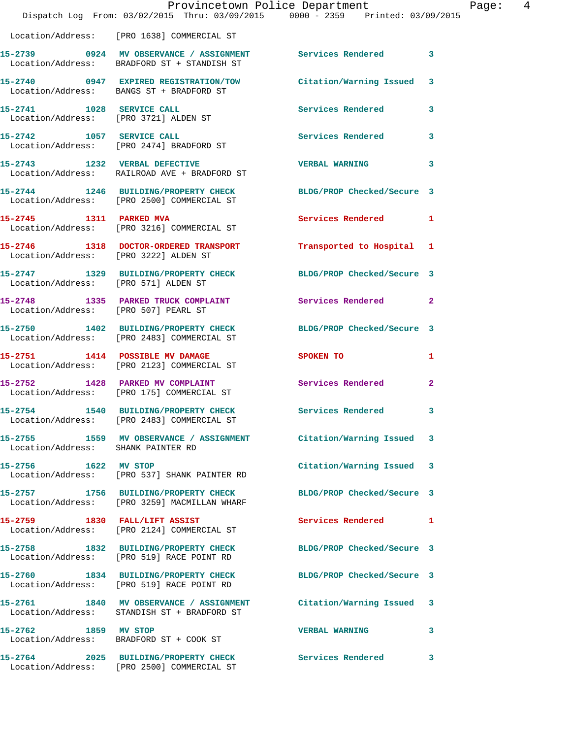Location/Address: [PRO 1638] COMMERCIAL ST

| Call # | Time | Call Reason | Action | Priority |
|---|---|---|---|---|
| 15-2739 | 0924 | MV OBSERVANCE / ASSIGNMENT | Services Rendered | 3 |
| Location/Address: | | BRADFORD ST + STANDISH ST | | |
| 15-2740 | 0947 | EXPIRED REGISTRATION/TOW | Citation/Warning Issued | 3 |
| Location/Address: | | BANGS ST + BRADFORD ST | | |
| 15-2741 | 1028 | SERVICE CALL | Services Rendered | 3 |
| Location/Address: | | [PRO 3721] ALDEN ST | | |
| 15-2742 | 1057 | SERVICE CALL | Services Rendered | 3 |
| Location/Address: | | [PRO 2474] BRADFORD ST | | |
| 15-2743 | 1232 | VERBAL DEFECTIVE | VERBAL WARNING | 3 |
| Location/Address: | | RAILROAD AVE + BRADFORD ST | | |
| 15-2744 | 1246 | BUILDING/PROPERTY CHECK | BLDG/PROP Checked/Secure | 3 |
| Location/Address: | | [PRO 2500] COMMERCIAL ST | | |
| 15-2745 | 1311 | PARKED MVA | Services Rendered | 1 |
| Location/Address: | | [PRO 3216] COMMERCIAL ST | | |
| 15-2746 | 1318 | DOCTOR-ORDERED TRANSPORT | Transported to Hospital | 1 |
| Location/Address: | | [PRO 3222] ALDEN ST | | |
| 15-2747 | 1329 | BUILDING/PROPERTY CHECK | BLDG/PROP Checked/Secure | 3 |
| Location/Address: | | [PRO 571] ALDEN ST | | |
| 15-2748 | 1335 | PARKED TRUCK COMPLAINT | Services Rendered | 2 |
| Location/Address: | | [PRO 507] PEARL ST | | |
| 15-2750 | 1402 | BUILDING/PROPERTY CHECK | BLDG/PROP Checked/Secure | 3 |
| Location/Address: | | [PRO 2483] COMMERCIAL ST | | |
| 15-2751 | 1414 | POSSIBLE MV DAMAGE | SPOKEN TO | 1 |
| Location/Address: | | [PRO 2123] COMMERCIAL ST | | |
| 15-2752 | 1428 | PARKED MV COMPLAINT | Services Rendered | 2 |
| Location/Address: | | [PRO 175] COMMERCIAL ST | | |
| 15-2754 | 1540 | BUILDING/PROPERTY CHECK | Services Rendered | 3 |
| Location/Address: | | [PRO 2483] COMMERCIAL ST | | |
| 15-2755 | 1559 | MV OBSERVANCE / ASSIGNMENT | Citation/Warning Issued | 3 |
| Location/Address: | | SHANK PAINTER RD | | |
| 15-2756 | 1622 | MV STOP | Citation/Warning Issued | 3 |
| Location/Address: | | [PRO 537] SHANK PAINTER RD | | |
| 15-2757 | 1756 | BUILDING/PROPERTY CHECK | BLDG/PROP Checked/Secure | 3 |
| Location/Address: | | [PRO 3259] MACMILLAN WHARF | | |
| 15-2759 | 1830 | FALL/LIFT ASSIST | Services Rendered | 1 |
| Location/Address: | | [PRO 2124] COMMERCIAL ST | | |
| 15-2758 | 1832 | BUILDING/PROPERTY CHECK | BLDG/PROP Checked/Secure | 3 |
| Location/Address: | | [PRO 519] RACE POINT RD | | |
| 15-2760 | 1834 | BUILDING/PROPERTY CHECK | BLDG/PROP Checked/Secure | 3 |
| Location/Address: | | [PRO 519] RACE POINT RD | | |
| 15-2761 | 1840 | MV OBSERVANCE / ASSIGNMENT | Citation/Warning Issued | 3 |
| Location/Address: | | STANDISH ST + BRADFORD ST | | |
| 15-2762 | 1859 | MV STOP | VERBAL WARNING | 3 |
| Location/Address: | | BRADFORD ST + COOK ST | | |
| 15-2764 | 2025 | BUILDING/PROPERTY CHECK | Services Rendered | 3 |
| Location/Address: | | [PRO 2500] COMMERCIAL ST | | |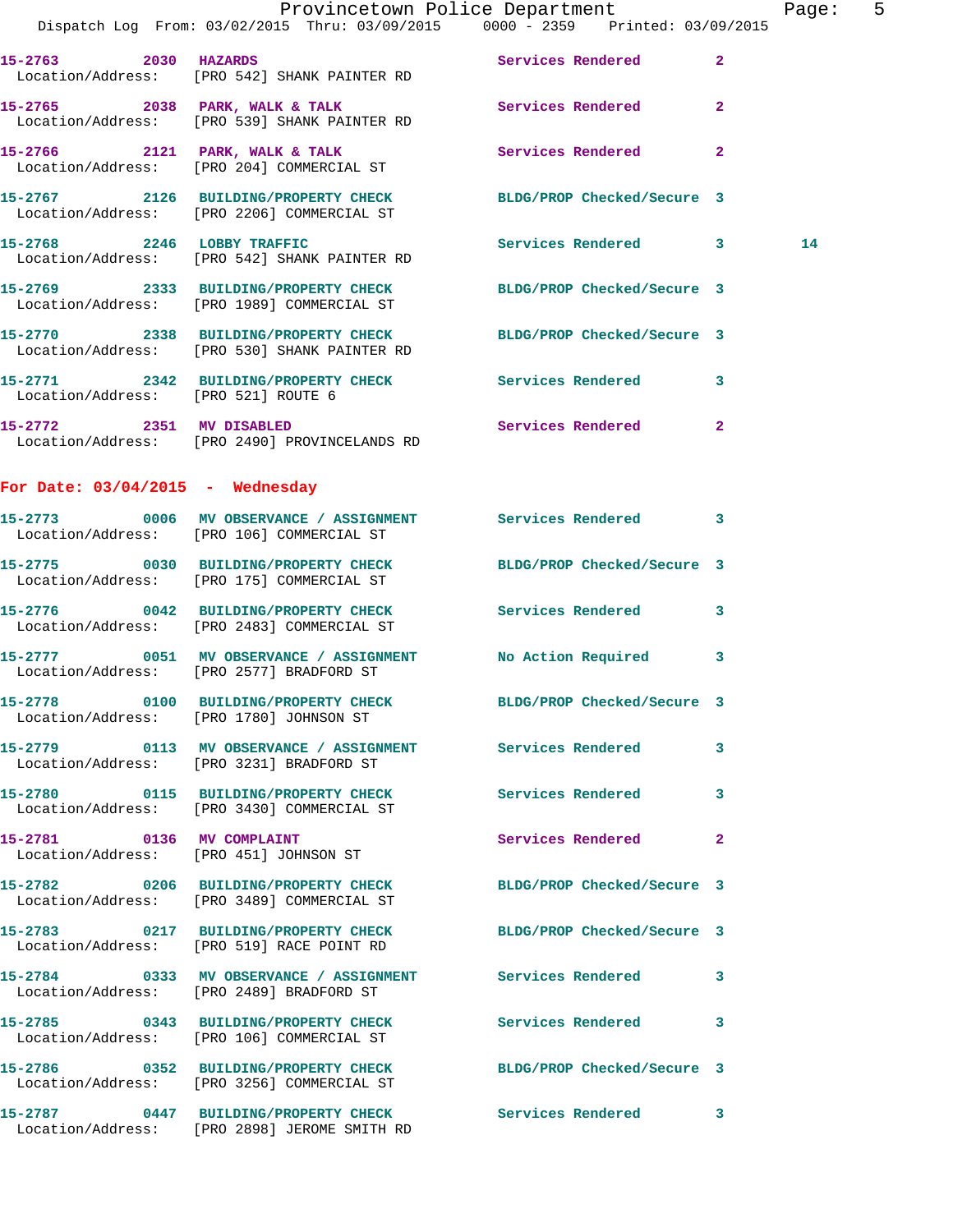15-2763 2030 **HAZARDS** Services Rendered 2
Location/Address: [PRO 542] SHANK PAINTER RD

15-2765 2038 **PARK, WALK & TALK** Services Rendered 2
Location/Address: [PRO 539] SHANK PAINTER RD

15-2766 2121 **PARK, WALK & TALK** Services Rendered 2
Location/Address: [PRO 204] COMMERCIAL ST

15-2767 2126 **BUILDING/PROPERTY CHECK** BLDG/PROP Checked/Secure 3
Location/Address: [PRO 2206] COMMERCIAL ST

15-2768 2246 **LOBBY TRAFFIC** Services Rendered 3 14
Location/Address: [PRO 542] SHANK PAINTER RD

15-2769 2333 **BUILDING/PROPERTY CHECK** BLDG/PROP Checked/Secure 3
Location/Address: [PRO 1989] COMMERCIAL ST

15-2770 2338 **BUILDING/PROPERTY CHECK** BLDG/PROP Checked/Secure 3
Location/Address: [PRO 530] SHANK PAINTER RD

15-2771 2342 **BUILDING/PROPERTY CHECK** Services Rendered 3
Location/Address: [PRO 521] ROUTE 6

15-2772 2351 **MV DISABLED** Services Rendered 2
Location/Address: [PRO 2490] PROVINCELANDS RD

## For Date: 03/04/2015 - Wednesday

15-2773 0006 **MV OBSERVANCE / ASSIGNMENT** Services Rendered 3
Location/Address: [PRO 106] COMMERCIAL ST

15-2775 0030 **BUILDING/PROPERTY CHECK** BLDG/PROP Checked/Secure 3
Location/Address: [PRO 175] COMMERCIAL ST

15-2776 0042 **BUILDING/PROPERTY CHECK** Services Rendered 3
Location/Address: [PRO 2483] COMMERCIAL ST

15-2777 0051 **MV OBSERVANCE / ASSIGNMENT** No Action Required 3
Location/Address: [PRO 2577] BRADFORD ST

15-2778 0100 **BUILDING/PROPERTY CHECK** BLDG/PROP Checked/Secure 3
Location/Address: [PRO 1780] JOHNSON ST

15-2779 0113 **MV OBSERVANCE / ASSIGNMENT** Services Rendered 3
Location/Address: [PRO 3231] BRADFORD ST

15-2780 0115 **BUILDING/PROPERTY CHECK** Services Rendered 3
Location/Address: [PRO 3430] COMMERCIAL ST

15-2781 0136 **MV COMPLAINT** Services Rendered 2
Location/Address: [PRO 451] JOHNSON ST

15-2782 0206 **BUILDING/PROPERTY CHECK** BLDG/PROP Checked/Secure 3
Location/Address: [PRO 3489] COMMERCIAL ST

15-2783 0217 **BUILDING/PROPERTY CHECK** BLDG/PROP Checked/Secure 3
Location/Address: [PRO 519] RACE POINT RD

15-2784 0333 **MV OBSERVANCE / ASSIGNMENT** Services Rendered 3
Location/Address: [PRO 2489] BRADFORD ST

15-2785 0343 **BUILDING/PROPERTY CHECK** Services Rendered 3
Location/Address: [PRO 106] COMMERCIAL ST

15-2786 0352 **BUILDING/PROPERTY CHECK** BLDG/PROP Checked/Secure 3
Location/Address: [PRO 3256] COMMERCIAL ST

15-2787 0447 **BUILDING/PROPERTY CHECK** Services Rendered 3
Location/Address: [PRO 2898] JEROME SMITH RD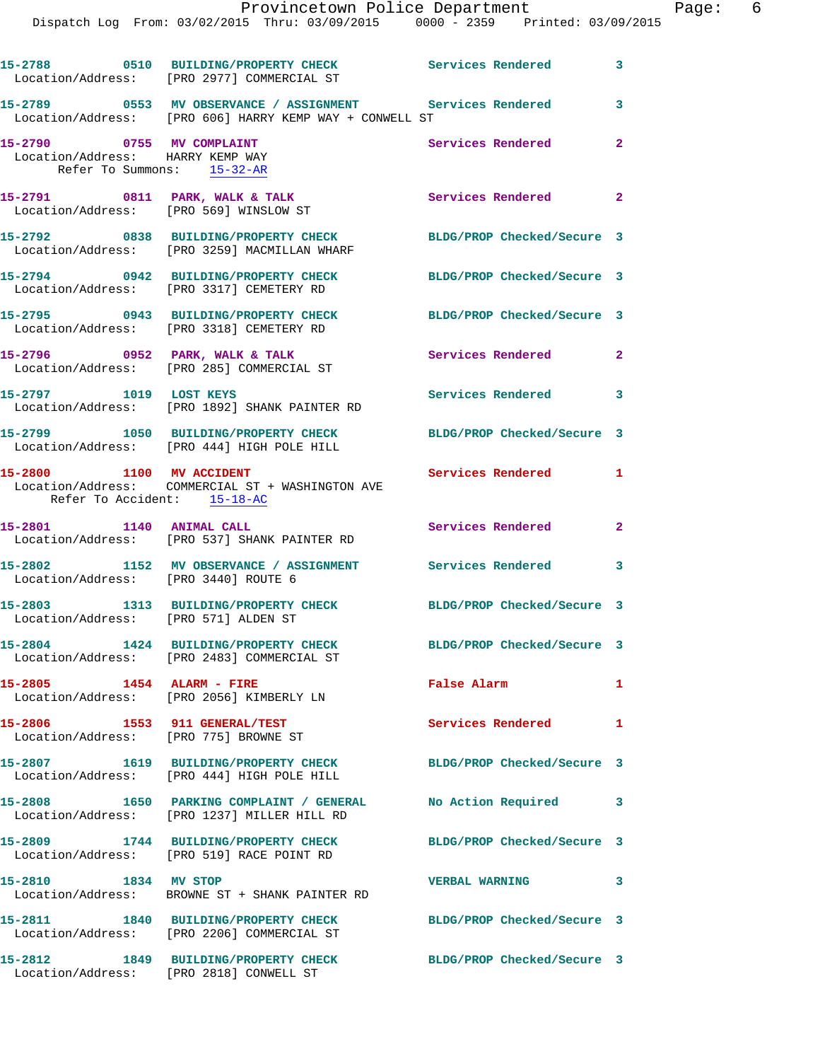15-2788 0510 **BUILDING/PROPERTY CHECK** Services Rendered 3
Location/Address: [PRO 2977] COMMERCIAL ST

15-2789 0553 **MV OBSERVANCE / ASSIGNMENT** Services Rendered 3
Location/Address: [PRO 606] HARRY KEMP WAY + CONWELL ST

15-2790 0755 **MV COMPLAINT** Services Rendered 2
Location/Address: HARRY KEMP WAY
Refer To Summons: 15-32-AR

15-2791 0811 **PARK, WALK & TALK** Services Rendered 2
Location/Address: [PRO 569] WINSLOW ST

15-2792 0838 **BUILDING/PROPERTY CHECK** BLDG/PROP Checked/Secure 3
Location/Address: [PRO 3259] MACMILLAN WHARF

15-2794 0942 **BUILDING/PROPERTY CHECK** BLDG/PROP Checked/Secure 3
Location/Address: [PRO 3317] CEMETERY RD

15-2795 0943 **BUILDING/PROPERTY CHECK** BLDG/PROP Checked/Secure 3
Location/Address: [PRO 3318] CEMETERY RD

15-2796 0952 **PARK, WALK & TALK** Services Rendered 2
Location/Address: [PRO 285] COMMERCIAL ST

15-2797 1019 **LOST KEYS** Services Rendered 3
Location/Address: [PRO 1892] SHANK PAINTER RD

15-2799 1050 **BUILDING/PROPERTY CHECK** BLDG/PROP Checked/Secure 3
Location/Address: [PRO 444] HIGH POLE HILL

15-2800 1100 **MV ACCIDENT** Services Rendered 1
Location/Address: COMMERCIAL ST + WASHINGTON AVE
Refer To Accident: 15-18-AC

15-2801 1140 **ANIMAL CALL** Services Rendered 2
Location/Address: [PRO 537] SHANK PAINTER RD

15-2802 1152 **MV OBSERVANCE / ASSIGNMENT** Services Rendered 3
Location/Address: [PRO 3440] ROUTE 6

15-2803 1313 **BUILDING/PROPERTY CHECK** BLDG/PROP Checked/Secure 3
Location/Address: [PRO 571] ALDEN ST

15-2804 1424 **BUILDING/PROPERTY CHECK** BLDG/PROP Checked/Secure 3
Location/Address: [PRO 2483] COMMERCIAL ST

15-2805 1454 **ALARM - FIRE** False Alarm 1
Location/Address: [PRO 2056] KIMBERLY LN

15-2806 1553 **911 GENERAL/TEST** Services Rendered 1
Location/Address: [PRO 775] BROWNE ST

15-2807 1619 **BUILDING/PROPERTY CHECK** BLDG/PROP Checked/Secure 3
Location/Address: [PRO 444] HIGH POLE HILL

15-2808 1650 **PARKING COMPLAINT / GENERAL** No Action Required 3
Location/Address: [PRO 1237] MILLER HILL RD

15-2809 1744 **BUILDING/PROPERTY CHECK** BLDG/PROP Checked/Secure 3
Location/Address: [PRO 519] RACE POINT RD

15-2810 1834 **MV STOP** VERBAL WARNING 3
Location/Address: BROWNE ST + SHANK PAINTER RD

15-2811 1840 **BUILDING/PROPERTY CHECK** BLDG/PROP Checked/Secure 3
Location/Address: [PRO 2206] COMMERCIAL ST

15-2812 1849 **BUILDING/PROPERTY CHECK** BLDG/PROP Checked/Secure 3
Location/Address: [PRO 2818] CONWELL ST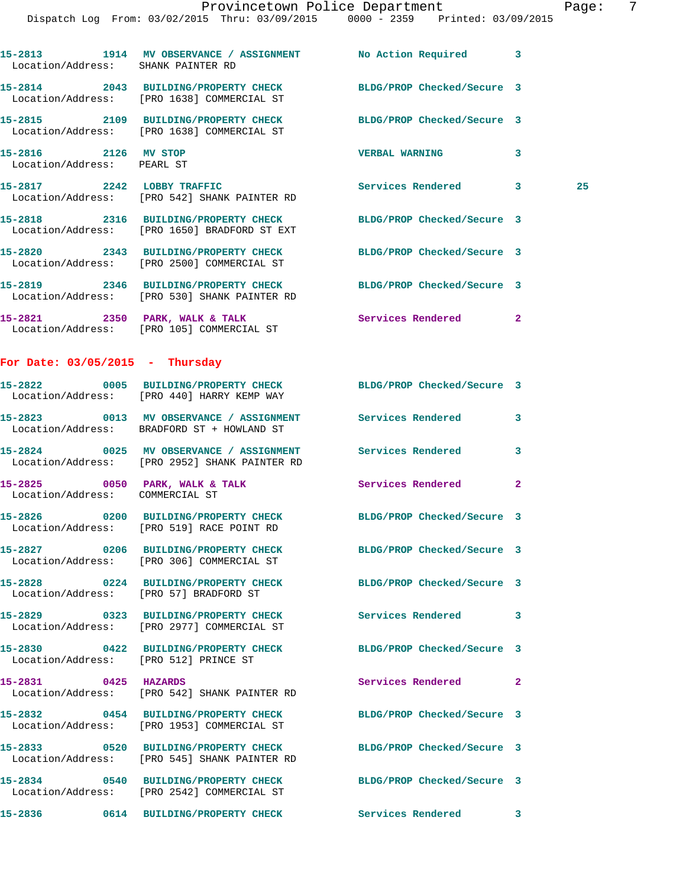15-2813 1914 MV OBSERVANCE / ASSIGNMENT No Action Required 3
Location/Address: SHANK PAINTER RD

15-2814 2043 BUILDING/PROPERTY CHECK BLDG/PROP Checked/Secure 3
Location/Address: [PRO 1638] COMMERCIAL ST

15-2815 2109 BUILDING/PROPERTY CHECK BLDG/PROP Checked/Secure 3
Location/Address: [PRO 1638] COMMERCIAL ST

15-2816 2126 MV STOP VERBAL WARNING 3
Location/Address: PEARL ST

15-2817 2242 LOBBY TRAFFIC Services Rendered 3 25
Location/Address: [PRO 542] SHANK PAINTER RD

15-2818 2316 BUILDING/PROPERTY CHECK BLDG/PROP Checked/Secure 3
Location/Address: [PRO 1650] BRADFORD ST EXT

15-2820 2343 BUILDING/PROPERTY CHECK BLDG/PROP Checked/Secure 3
Location/Address: [PRO 2500] COMMERCIAL ST

15-2819 2346 BUILDING/PROPERTY CHECK BLDG/PROP Checked/Secure 3
Location/Address: [PRO 530] SHANK PAINTER RD

15-2821 2350 PARK, WALK & TALK Services Rendered 2
Location/Address: [PRO 105] COMMERCIAL ST

**For Date: 03/05/2015 - Thursday**

15-2822 0005 BUILDING/PROPERTY CHECK BLDG/PROP Checked/Secure 3
Location/Address: [PRO 440] HARRY KEMP WAY

15-2823 0013 MV OBSERVANCE / ASSIGNMENT Services Rendered 3
Location/Address: BRADFORD ST + HOWLAND ST

15-2824 0025 MV OBSERVANCE / ASSIGNMENT Services Rendered 3
Location/Address: [PRO 2952] SHANK PAINTER RD

15-2825 0050 PARK, WALK & TALK Services Rendered 2
Location/Address: COMMERCIAL ST

15-2826 0200 BUILDING/PROPERTY CHECK BLDG/PROP Checked/Secure 3
Location/Address: [PRO 519] RACE POINT RD

15-2827 0206 BUILDING/PROPERTY CHECK BLDG/PROP Checked/Secure 3
Location/Address: [PRO 306] COMMERCIAL ST

15-2828 0224 BUILDING/PROPERTY CHECK BLDG/PROP Checked/Secure 3
Location/Address: [PRO 57] BRADFORD ST

15-2829 0323 BUILDING/PROPERTY CHECK Services Rendered 3
Location/Address: [PRO 2977] COMMERCIAL ST

15-2830 0422 BUILDING/PROPERTY CHECK BLDG/PROP Checked/Secure 3
Location/Address: [PRO 512] PRINCE ST

15-2831 0425 HAZARDS Services Rendered 2
Location/Address: [PRO 542] SHANK PAINTER RD

15-2832 0454 BUILDING/PROPERTY CHECK BLDG/PROP Checked/Secure 3
Location/Address: [PRO 1953] COMMERCIAL ST

15-2833 0520 BUILDING/PROPERTY CHECK BLDG/PROP Checked/Secure 3
Location/Address: [PRO 545] SHANK PAINTER RD

15-2834 0540 BUILDING/PROPERTY CHECK BLDG/PROP Checked/Secure 3
Location/Address: [PRO 2542] COMMERCIAL ST

15-2836 0614 BUILDING/PROPERTY CHECK Services Rendered 3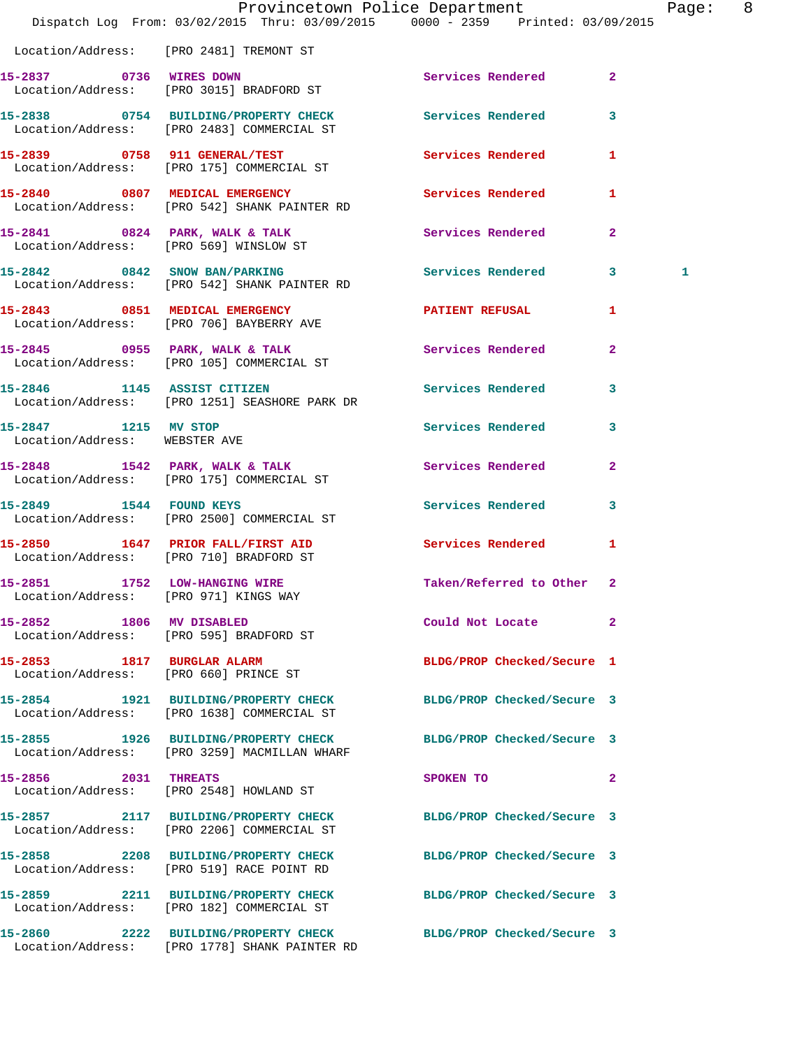Location/Address: [PRO 2481] TREMONT ST

| Call # | Time | Call Reason | Action | Priority | |
|---|---|---|---|---|---|
| 15-2837 | 0736 | WIRES DOWN | Services Rendered | 2 | |
| | | Location/Address: [PRO 3015] BRADFORD ST | | | |
| 15-2838 | 0754 | BUILDING/PROPERTY CHECK | Services Rendered | 3 | |
| | | Location/Address: [PRO 2483] COMMERCIAL ST | | | |
| 15-2839 | 0758 | 911 GENERAL/TEST | Services Rendered | 1 | |
| | | Location/Address: [PRO 175] COMMERCIAL ST | | | |
| 15-2840 | 0807 | MEDICAL EMERGENCY | Services Rendered | 1 | |
| | | Location/Address: [PRO 542] SHANK PAINTER RD | | | |
| 15-2841 | 0824 | PARK, WALK & TALK | Services Rendered | 2 | |
| | | Location/Address: [PRO 569] WINSLOW ST | | | |
| 15-2842 | 0842 | SNOW BAN/PARKING | Services Rendered | 3 | 1 |
| | | Location/Address: [PRO 542] SHANK PAINTER RD | | | |
| 15-2843 | 0851 | MEDICAL EMERGENCY | PATIENT REFUSAL | 1 | |
| | | Location/Address: [PRO 706] BAYBERRY AVE | | | |
| 15-2845 | 0955 | PARK, WALK & TALK | Services Rendered | 2 | |
| | | Location/Address: [PRO 105] COMMERCIAL ST | | | |
| 15-2846 | 1145 | ASSIST CITIZEN | Services Rendered | 3 | |
| | | Location/Address: [PRO 1251] SEASHORE PARK DR | | | |
| 15-2847 | 1215 | MV STOP | Services Rendered | 3 | |
| | | Location/Address: WEBSTER AVE | | | |
| 15-2848 | 1542 | PARK, WALK & TALK | Services Rendered | 2 | |
| | | Location/Address: [PRO 175] COMMERCIAL ST | | | |
| 15-2849 | 1544 | FOUND KEYS | Services Rendered | 3 | |
| | | Location/Address: [PRO 2500] COMMERCIAL ST | | | |
| 15-2850 | 1647 | PRIOR FALL/FIRST AID | Services Rendered | 1 | |
| | | Location/Address: [PRO 710] BRADFORD ST | | | |
| 15-2851 | 1752 | LOW-HANGING WIRE | Taken/Referred to Other | 2 | |
| | | Location/Address: [PRO 971] KINGS WAY | | | |
| 15-2852 | 1806 | MV DISABLED | Could Not Locate | 2 | |
| | | Location/Address: [PRO 595] BRADFORD ST | | | |
| 15-2853 | 1817 | BURGLAR ALARM | BLDG/PROP Checked/Secure | 1 | |
| | | Location/Address: [PRO 660] PRINCE ST | | | |
| 15-2854 | 1921 | BUILDING/PROPERTY CHECK | BLDG/PROP Checked/Secure | 3 | |
| | | Location/Address: [PRO 1638] COMMERCIAL ST | | | |
| 15-2855 | 1926 | BUILDING/PROPERTY CHECK | BLDG/PROP Checked/Secure | 3 | |
| | | Location/Address: [PRO 3259] MACMILLAN WHARF | | | |
| 15-2856 | 2031 | THREATS | SPOKEN TO | 2 | |
| | | Location/Address: [PRO 2548] HOWLAND ST | | | |
| 15-2857 | 2117 | BUILDING/PROPERTY CHECK | BLDG/PROP Checked/Secure | 3 | |
| | | Location/Address: [PRO 2206] COMMERCIAL ST | | | |
| 15-2858 | 2208 | BUILDING/PROPERTY CHECK | BLDG/PROP Checked/Secure | 3 | |
| | | Location/Address: [PRO 519] RACE POINT RD | | | |
| 15-2859 | 2211 | BUILDING/PROPERTY CHECK | BLDG/PROP Checked/Secure | 3 | |
| | | Location/Address: [PRO 182] COMMERCIAL ST | | | |
| 15-2860 | 2222 | BUILDING/PROPERTY CHECK | BLDG/PROP Checked/Secure | 3 | |
| | | Location/Address: [PRO 1778] SHANK PAINTER RD | | | |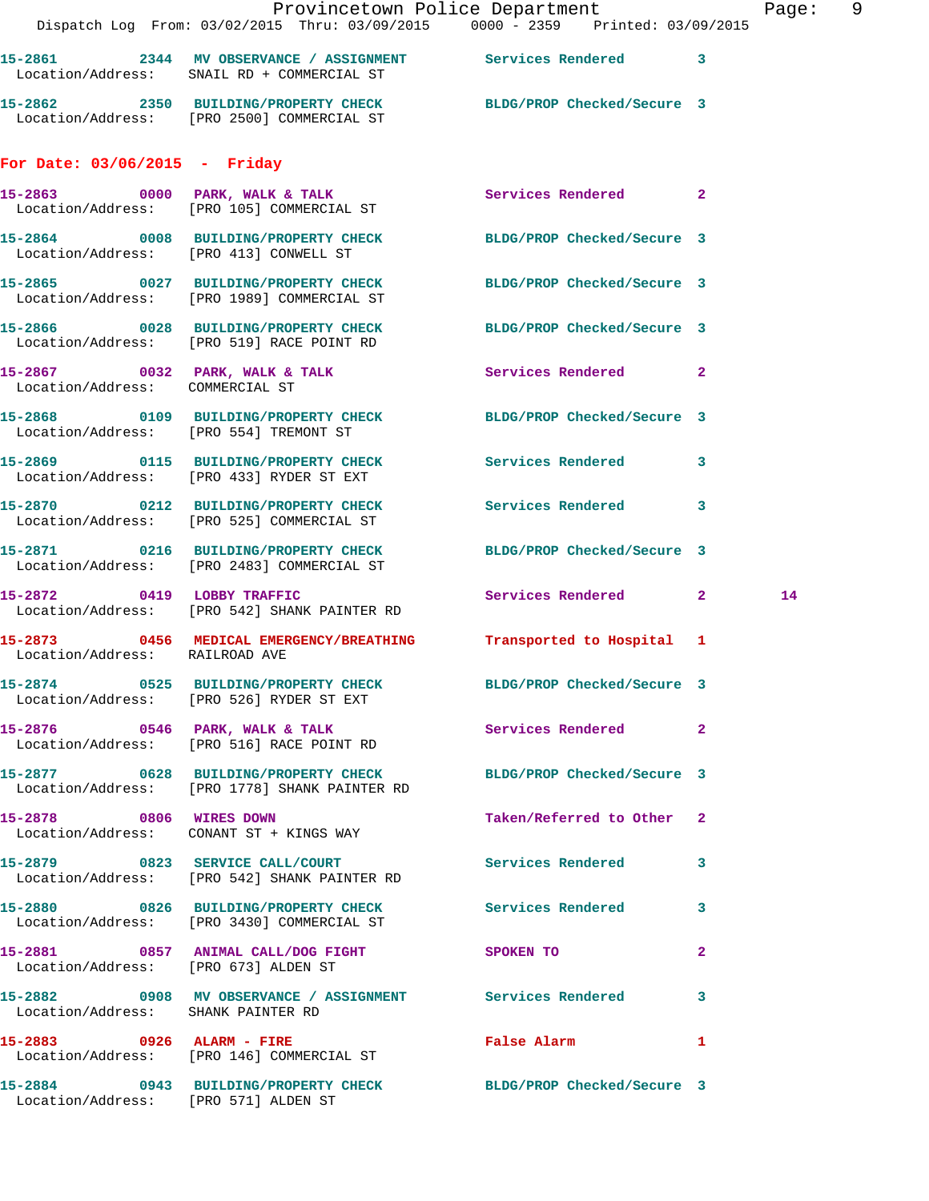15-2861 2344 MV OBSERVANCE / ASSIGNMENT Services Rendered 3
Location/Address: SNAIL RD + COMMERCIAL ST

15-2862 2350 BUILDING/PROPERTY CHECK BLDG/PROP Checked/Secure 3
Location/Address: [PRO 2500] COMMERCIAL ST

## For Date: 03/06/2015 - Friday

15-2863 0000 PARK, WALK & TALK Services Rendered 2
Location/Address: [PRO 105] COMMERCIAL ST

15-2864 0008 BUILDING/PROPERTY CHECK BLDG/PROP Checked/Secure 3
Location/Address: [PRO 413] CONWELL ST

15-2865 0027 BUILDING/PROPERTY CHECK BLDG/PROP Checked/Secure 3
Location/Address: [PRO 1989] COMMERCIAL ST

15-2866 0028 BUILDING/PROPERTY CHECK BLDG/PROP Checked/Secure 3
Location/Address: [PRO 519] RACE POINT RD

15-2867 0032 PARK, WALK & TALK Services Rendered 2
Location/Address: COMMERCIAL ST

15-2868 0109 BUILDING/PROPERTY CHECK BLDG/PROP Checked/Secure 3
Location/Address: [PRO 554] TREMONT ST

15-2869 0115 BUILDING/PROPERTY CHECK Services Rendered 3
Location/Address: [PRO 433] RYDER ST EXT

15-2870 0212 BUILDING/PROPERTY CHECK Services Rendered 3
Location/Address: [PRO 525] COMMERCIAL ST

15-2871 0216 BUILDING/PROPERTY CHECK BLDG/PROP Checked/Secure 3
Location/Address: [PRO 2483] COMMERCIAL ST

15-2872 0419 LOBBY TRAFFIC Services Rendered 2 14
Location/Address: [PRO 542] SHANK PAINTER RD

15-2873 0456 MEDICAL EMERGENCY/BREATHING Transported to Hospital 1
Location/Address: RAILROAD AVE

15-2874 0525 BUILDING/PROPERTY CHECK BLDG/PROP Checked/Secure 3
Location/Address: [PRO 526] RYDER ST EXT

15-2876 0546 PARK, WALK & TALK Services Rendered 2
Location/Address: [PRO 516] RACE POINT RD

15-2877 0628 BUILDING/PROPERTY CHECK BLDG/PROP Checked/Secure 3
Location/Address: [PRO 1778] SHANK PAINTER RD

15-2878 0806 WIRES DOWN Taken/Referred to Other 2
Location/Address: CONANT ST + KINGS WAY

15-2879 0823 SERVICE CALL/COURT Services Rendered 3
Location/Address: [PRO 542] SHANK PAINTER RD

15-2880 0826 BUILDING/PROPERTY CHECK Services Rendered 3
Location/Address: [PRO 3430] COMMERCIAL ST

15-2881 0857 ANIMAL CALL/DOG FIGHT SPOKEN TO 2
Location/Address: [PRO 673] ALDEN ST

15-2882 0908 MV OBSERVANCE / ASSIGNMENT Services Rendered 3
Location/Address: SHANK PAINTER RD

15-2883 0926 ALARM - FIRE False Alarm 1
Location/Address: [PRO 146] COMMERCIAL ST

15-2884 0943 BUILDING/PROPERTY CHECK BLDG/PROP Checked/Secure 3
Location/Address: [PRO 571] ALDEN ST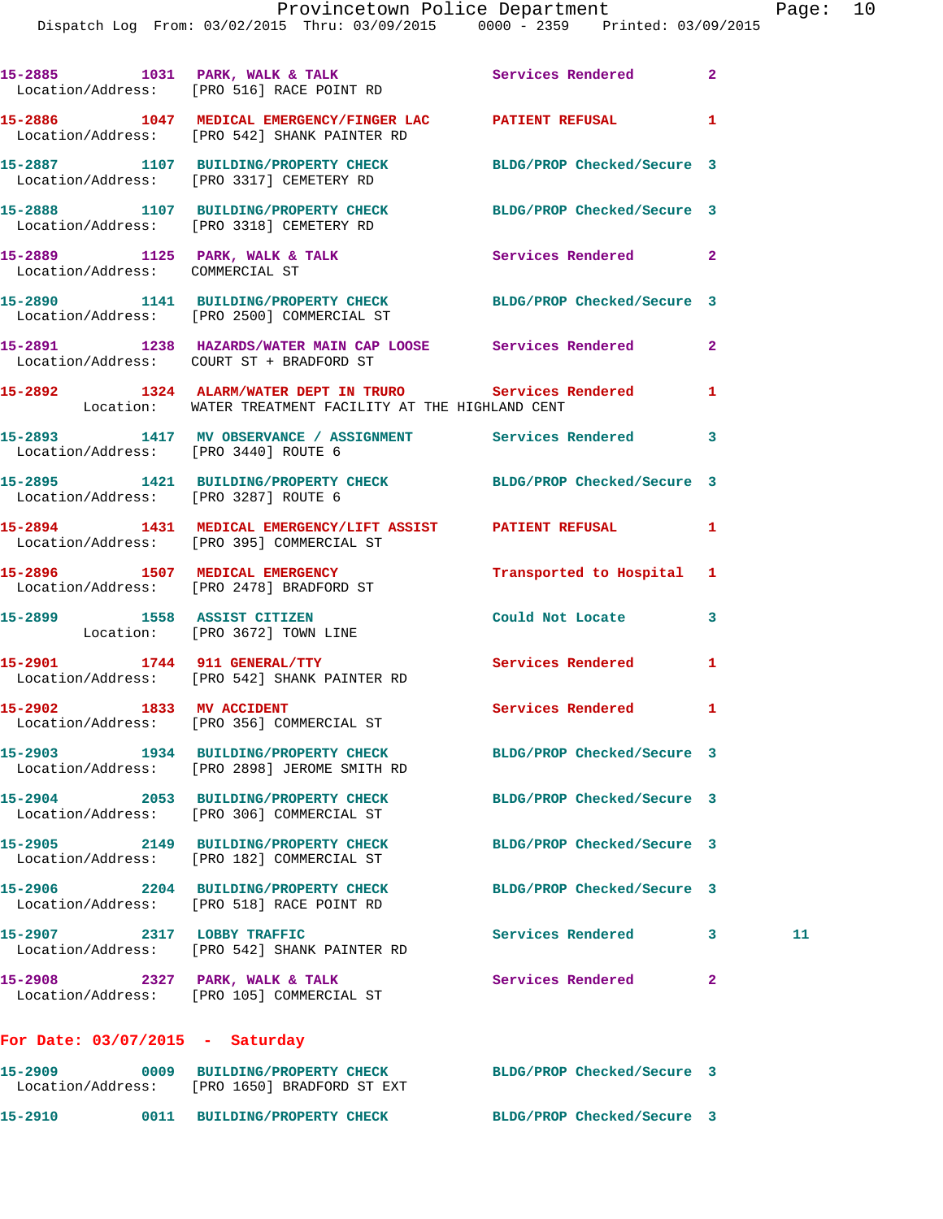15-2885 1031 PARK, WALK & TALK Services Rendered 2
Location/Address: [PRO 516] RACE POINT RD

15-2886 1047 MEDICAL EMERGENCY/FINGER LAC PATIENT REFUSAL 1
Location/Address: [PRO 542] SHANK PAINTER RD

15-2887 1107 BUILDING/PROPERTY CHECK BLDG/PROP Checked/Secure 3
Location/Address: [PRO 3317] CEMETERY RD

15-2888 1107 BUILDING/PROPERTY CHECK BLDG/PROP Checked/Secure 3
Location/Address: [PRO 3318] CEMETERY RD

15-2889 1125 PARK, WALK & TALK Services Rendered 2
Location/Address: COMMERCIAL ST

15-2890 1141 BUILDING/PROPERTY CHECK BLDG/PROP Checked/Secure 3
Location/Address: [PRO 2500] COMMERCIAL ST

15-2891 1238 HAZARDS/WATER MAIN CAP LOOSE Services Rendered 2
Location/Address: COURT ST + BRADFORD ST

15-2892 1324 ALARM/WATER DEPT IN TRURO Services Rendered 1
Location: WATER TREATMENT FACILITY AT THE HIGHLAND CENT

15-2893 1417 MV OBSERVANCE / ASSIGNMENT Services Rendered 3
Location/Address: [PRO 3440] ROUTE 6

15-2895 1421 BUILDING/PROPERTY CHECK BLDG/PROP Checked/Secure 3
Location/Address: [PRO 3287] ROUTE 6

15-2894 1431 MEDICAL EMERGENCY/LIFT ASSIST PATIENT REFUSAL 1
Location/Address: [PRO 395] COMMERCIAL ST

15-2896 1507 MEDICAL EMERGENCY Transported to Hospital 1
Location/Address: [PRO 2478] BRADFORD ST

15-2899 1558 ASSIST CITIZEN Could Not Locate 3
Location: [PRO 3672] TOWN LINE

15-2901 1744 911 GENERAL/TTY Services Rendered 1
Location/Address: [PRO 542] SHANK PAINTER RD

15-2902 1833 MV ACCIDENT Services Rendered 1
Location/Address: [PRO 356] COMMERCIAL ST

15-2903 1934 BUILDING/PROPERTY CHECK BLDG/PROP Checked/Secure 3
Location/Address: [PRO 2898] JEROME SMITH RD

15-2904 2053 BUILDING/PROPERTY CHECK BLDG/PROP Checked/Secure 3
Location/Address: [PRO 306] COMMERCIAL ST

15-2905 2149 BUILDING/PROPERTY CHECK BLDG/PROP Checked/Secure 3
Location/Address: [PRO 182] COMMERCIAL ST

15-2906 2204 BUILDING/PROPERTY CHECK BLDG/PROP Checked/Secure 3
Location/Address: [PRO 518] RACE POINT RD

15-2907 2317 LOBBY TRAFFIC Services Rendered 3 11
Location/Address: [PRO 542] SHANK PAINTER RD

15-2908 2327 PARK, WALK & TALK Services Rendered 2
Location/Address: [PRO 105] COMMERCIAL ST

**For Date: 03/07/2015 - Saturday**

15-2909 0009 BUILDING/PROPERTY CHECK BLDG/PROP Checked/Secure 3
Location/Address: [PRO 1650] BRADFORD ST EXT

15-2910 0011 BUILDING/PROPERTY CHECK BLDG/PROP Checked/Secure 3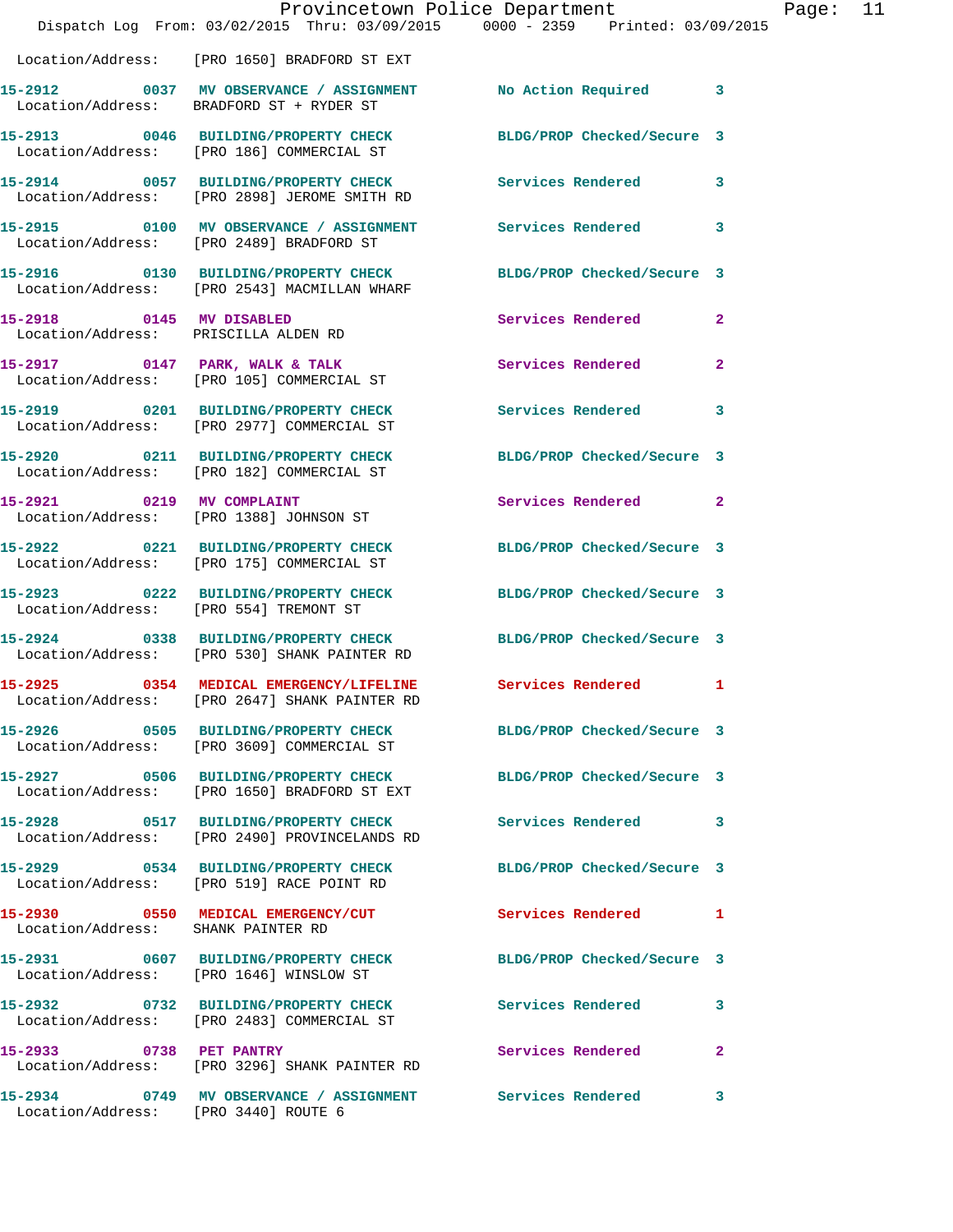Location/Address: [PRO 1650] BRADFORD ST EXT

| Call # | Time | Call Type | Disposition | Priority |
|---|---|---|---|---|
| 15-2912 | 0037 | MV OBSERVANCE / ASSIGNMENT | No Action Required | 3 |
| | | Location/Address: BRADFORD ST + RYDER ST | | |
| 15-2913 | 0046 | BUILDING/PROPERTY CHECK | BLDG/PROP Checked/Secure | 3 |
| | | Location/Address: [PRO 186] COMMERCIAL ST | | |
| 15-2914 | 0057 | BUILDING/PROPERTY CHECK | Services Rendered | 3 |
| | | Location/Address: [PRO 2898] JEROME SMITH RD | | |
| 15-2915 | 0100 | MV OBSERVANCE / ASSIGNMENT | Services Rendered | 3 |
| | | Location/Address: [PRO 2489] BRADFORD ST | | |
| 15-2916 | 0130 | BUILDING/PROPERTY CHECK | BLDG/PROP Checked/Secure | 3 |
| | | Location/Address: [PRO 2543] MACMILLAN WHARF | | |
| 15-2918 | 0145 | MV DISABLED | Services Rendered | 2 |
| | | Location/Address: PRISCILLA ALDEN RD | | |
| 15-2917 | 0147 | PARK, WALK & TALK | Services Rendered | 2 |
| | | Location/Address: [PRO 105] COMMERCIAL ST | | |
| 15-2919 | 0201 | BUILDING/PROPERTY CHECK | Services Rendered | 3 |
| | | Location/Address: [PRO 2977] COMMERCIAL ST | | |
| 15-2920 | 0211 | BUILDING/PROPERTY CHECK | BLDG/PROP Checked/Secure | 3 |
| | | Location/Address: [PRO 182] COMMERCIAL ST | | |
| 15-2921 | 0219 | MV COMPLAINT | Services Rendered | 2 |
| | | Location/Address: [PRO 1388] JOHNSON ST | | |
| 15-2922 | 0221 | BUILDING/PROPERTY CHECK | BLDG/PROP Checked/Secure | 3 |
| | | Location/Address: [PRO 175] COMMERCIAL ST | | |
| 15-2923 | 0222 | BUILDING/PROPERTY CHECK | BLDG/PROP Checked/Secure | 3 |
| | | Location/Address: [PRO 554] TREMONT ST | | |
| 15-2924 | 0338 | BUILDING/PROPERTY CHECK | BLDG/PROP Checked/Secure | 3 |
| | | Location/Address: [PRO 530] SHANK PAINTER RD | | |
| 15-2925 | 0354 | MEDICAL EMERGENCY/LIFELINE | Services Rendered | 1 |
| | | Location/Address: [PRO 2647] SHANK PAINTER RD | | |
| 15-2926 | 0505 | BUILDING/PROPERTY CHECK | BLDG/PROP Checked/Secure | 3 |
| | | Location/Address: [PRO 3609] COMMERCIAL ST | | |
| 15-2927 | 0506 | BUILDING/PROPERTY CHECK | BLDG/PROP Checked/Secure | 3 |
| | | Location/Address: [PRO 1650] BRADFORD ST EXT | | |
| 15-2928 | 0517 | BUILDING/PROPERTY CHECK | Services Rendered | 3 |
| | | Location/Address: [PRO 2490] PROVINCELANDS RD | | |
| 15-2929 | 0534 | BUILDING/PROPERTY CHECK | BLDG/PROP Checked/Secure | 3 |
| | | Location/Address: [PRO 519] RACE POINT RD | | |
| 15-2930 | 0550 | MEDICAL EMERGENCY/CUT | Services Rendered | 1 |
| | | Location/Address: SHANK PAINTER RD | | |
| 15-2931 | 0607 | BUILDING/PROPERTY CHECK | BLDG/PROP Checked/Secure | 3 |
| | | Location/Address: [PRO 1646] WINSLOW ST | | |
| 15-2932 | 0732 | BUILDING/PROPERTY CHECK | Services Rendered | 3 |
| | | Location/Address: [PRO 2483] COMMERCIAL ST | | |
| 15-2933 | 0738 | PET PANTRY | Services Rendered | 2 |
| | | Location/Address: [PRO 3296] SHANK PAINTER RD | | |
| 15-2934 | 0749 | MV OBSERVANCE / ASSIGNMENT | Services Rendered | 3 |
| | | Location/Address: [PRO 3440] ROUTE 6 | | |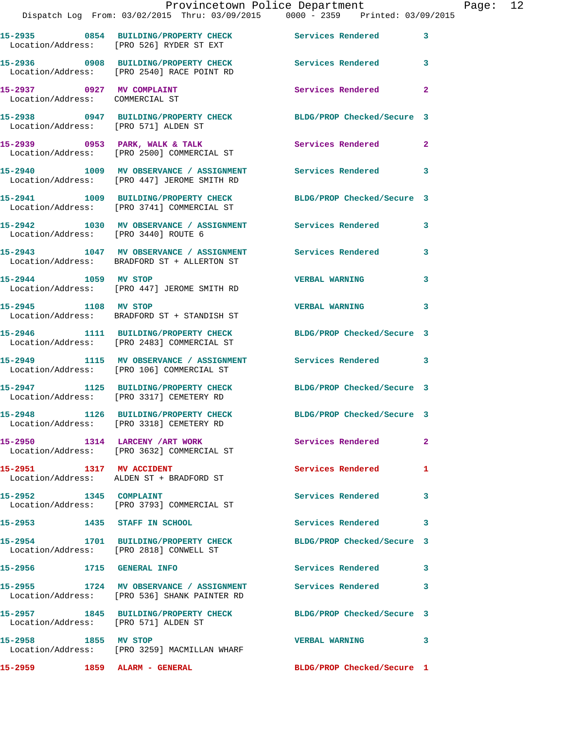15-2935 0854 BUILDING/PROPERTY CHECK Services Rendered 3
Location/Address: [PRO 526] RYDER ST EXT

15-2936 0908 BUILDING/PROPERTY CHECK Services Rendered 3
Location/Address: [PRO 2540] RACE POINT RD

15-2937 0927 MV COMPLAINT Services Rendered 2
Location/Address: COMMERCIAL ST

15-2938 0947 BUILDING/PROPERTY CHECK BLDG/PROP Checked/Secure 3
Location/Address: [PRO 571] ALDEN ST

15-2939 0953 PARK, WALK & TALK Services Rendered 2
Location/Address: [PRO 2500] COMMERCIAL ST

15-2940 1009 MV OBSERVANCE / ASSIGNMENT Services Rendered 3
Location/Address: [PRO 447] JEROME SMITH RD

15-2941 1009 BUILDING/PROPERTY CHECK BLDG/PROP Checked/Secure 3
Location/Address: [PRO 3741] COMMERCIAL ST

15-2942 1030 MV OBSERVANCE / ASSIGNMENT Services Rendered 3
Location/Address: [PRO 3440] ROUTE 6

15-2943 1047 MV OBSERVANCE / ASSIGNMENT Services Rendered 3
Location/Address: BRADFORD ST + ALLERTON ST

15-2944 1059 MV STOP VERBAL WARNING 3
Location/Address: [PRO 447] JEROME SMITH RD

15-2945 1108 MV STOP VERBAL WARNING 3
Location/Address: BRADFORD ST + STANDISH ST

15-2946 1111 BUILDING/PROPERTY CHECK BLDG/PROP Checked/Secure 3
Location/Address: [PRO 2483] COMMERCIAL ST

15-2949 1115 MV OBSERVANCE / ASSIGNMENT Services Rendered 3
Location/Address: [PRO 106] COMMERCIAL ST

15-2947 1125 BUILDING/PROPERTY CHECK BLDG/PROP Checked/Secure 3
Location/Address: [PRO 3317] CEMETERY RD

15-2948 1126 BUILDING/PROPERTY CHECK BLDG/PROP Checked/Secure 3
Location/Address: [PRO 3318] CEMETERY RD

15-2950 1314 LARCENY /ART WORK Services Rendered 2
Location/Address: [PRO 3632] COMMERCIAL ST

15-2951 1317 MV ACCIDENT Services Rendered 1
Location/Address: ALDEN ST + BRADFORD ST

15-2952 1345 COMPLAINT Services Rendered 3
Location/Address: [PRO 3793] COMMERCIAL ST

15-2953 1435 STAFF IN SCHOOL Services Rendered 3

15-2954 1701 BUILDING/PROPERTY CHECK BLDG/PROP Checked/Secure 3
Location/Address: [PRO 2818] CONWELL ST

15-2956 1715 GENERAL INFO Services Rendered 3

15-2955 1724 MV OBSERVANCE / ASSIGNMENT Services Rendered 3
Location/Address: [PRO 536] SHANK PAINTER RD

15-2957 1845 BUILDING/PROPERTY CHECK BLDG/PROP Checked/Secure 3
Location/Address: [PRO 571] ALDEN ST

15-2958 1855 MV STOP VERBAL WARNING 3
Location/Address: [PRO 3259] MACMILLAN WHARF

15-2959 1859 ALARM - GENERAL BLDG/PROP Checked/Secure 1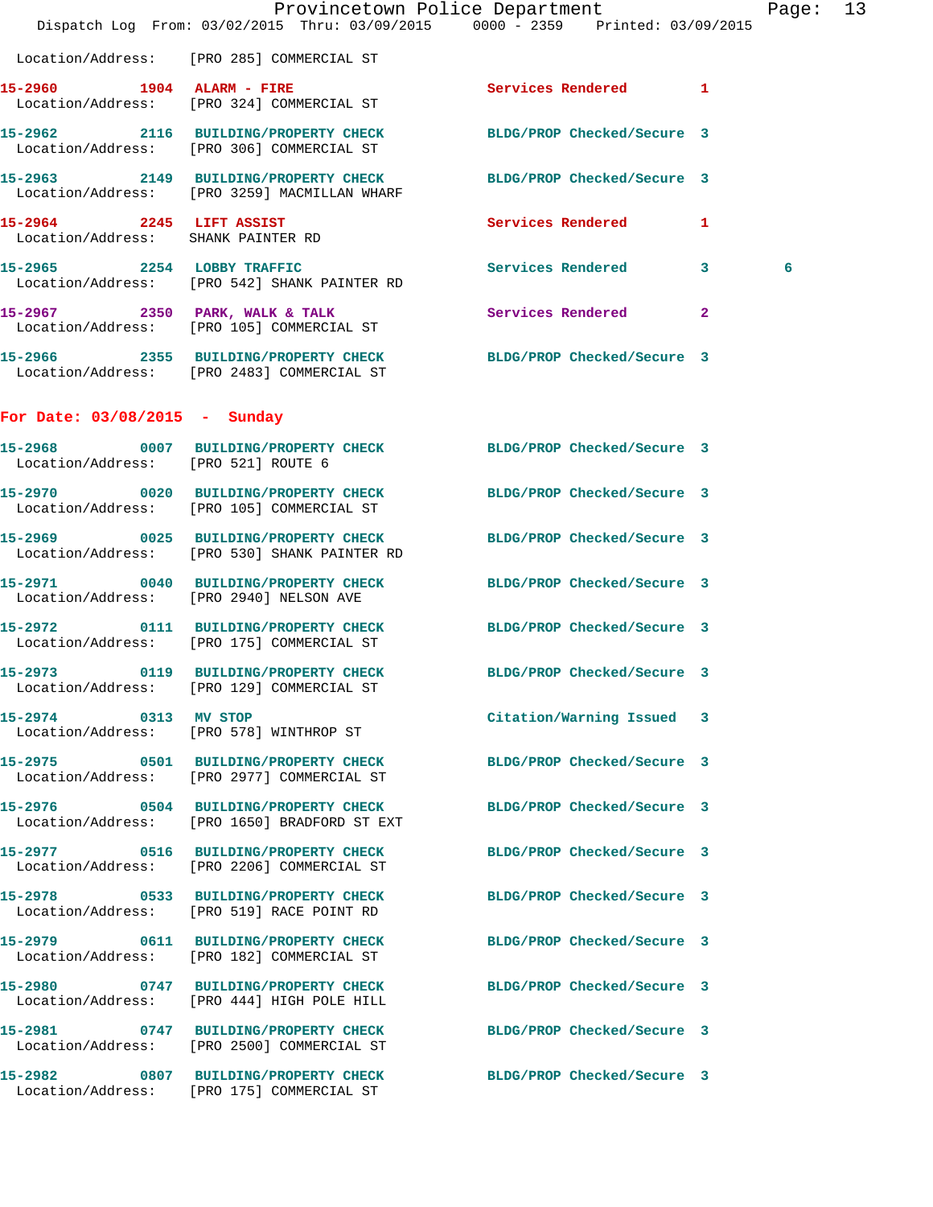Location/Address: [PRO 285] COMMERCIAL ST

**15-2960 1904 ALARM - FIRE** Services Rendered 1
Location/Address: [PRO 324] COMMERCIAL ST

**15-2962 2116 BUILDING/PROPERTY CHECK** BLDG/PROP Checked/Secure 3
Location/Address: [PRO 306] COMMERCIAL ST

**15-2963 2149 BUILDING/PROPERTY CHECK** BLDG/PROP Checked/Secure 3
Location/Address: [PRO 3259] MACMILLAN WHARF

**15-2964 2245 LIFT ASSIST** Services Rendered 1
Location/Address: SHANK PAINTER RD

**15-2965 2254 LOBBY TRAFFIC** Services Rendered 3 6
Location/Address: [PRO 542] SHANK PAINTER RD

**15-2967 2350 PARK, WALK & TALK** Services Rendered 2
Location/Address: [PRO 105] COMMERCIAL ST

**15-2966 2355 BUILDING/PROPERTY CHECK** BLDG/PROP Checked/Secure 3
Location/Address: [PRO 2483] COMMERCIAL ST

## For Date: 03/08/2015 - Sunday

**15-2968 0007 BUILDING/PROPERTY CHECK** BLDG/PROP Checked/Secure 3
Location/Address: [PRO 521] ROUTE 6

**15-2970 0020 BUILDING/PROPERTY CHECK** BLDG/PROP Checked/Secure 3
Location/Address: [PRO 105] COMMERCIAL ST

**15-2969 0025 BUILDING/PROPERTY CHECK** BLDG/PROP Checked/Secure 3
Location/Address: [PRO 530] SHANK PAINTER RD

**15-2971 0040 BUILDING/PROPERTY CHECK** BLDG/PROP Checked/Secure 3
Location/Address: [PRO 2940] NELSON AVE

**15-2972 0111 BUILDING/PROPERTY CHECK** BLDG/PROP Checked/Secure 3
Location/Address: [PRO 175] COMMERCIAL ST

**15-2973 0119 BUILDING/PROPERTY CHECK** BLDG/PROP Checked/Secure 3
Location/Address: [PRO 129] COMMERCIAL ST

**15-2974 0313 MV STOP** Citation/Warning Issued 3
Location/Address: [PRO 578] WINTHROP ST

**15-2975 0501 BUILDING/PROPERTY CHECK** BLDG/PROP Checked/Secure 3
Location/Address: [PRO 2977] COMMERCIAL ST

**15-2976 0504 BUILDING/PROPERTY CHECK** BLDG/PROP Checked/Secure 3
Location/Address: [PRO 1650] BRADFORD ST EXT

**15-2977 0516 BUILDING/PROPERTY CHECK** BLDG/PROP Checked/Secure 3
Location/Address: [PRO 2206] COMMERCIAL ST

**15-2978 0533 BUILDING/PROPERTY CHECK** BLDG/PROP Checked/Secure 3
Location/Address: [PRO 519] RACE POINT RD

**15-2979 0611 BUILDING/PROPERTY CHECK** BLDG/PROP Checked/Secure 3
Location/Address: [PRO 182] COMMERCIAL ST

**15-2980 0747 BUILDING/PROPERTY CHECK** BLDG/PROP Checked/Secure 3
Location/Address: [PRO 444] HIGH POLE HILL

**15-2981 0747 BUILDING/PROPERTY CHECK** BLDG/PROP Checked/Secure 3
Location/Address: [PRO 2500] COMMERCIAL ST

**15-2982 0807 BUILDING/PROPERTY CHECK** BLDG/PROP Checked/Secure 3
Location/Address: [PRO 175] COMMERCIAL ST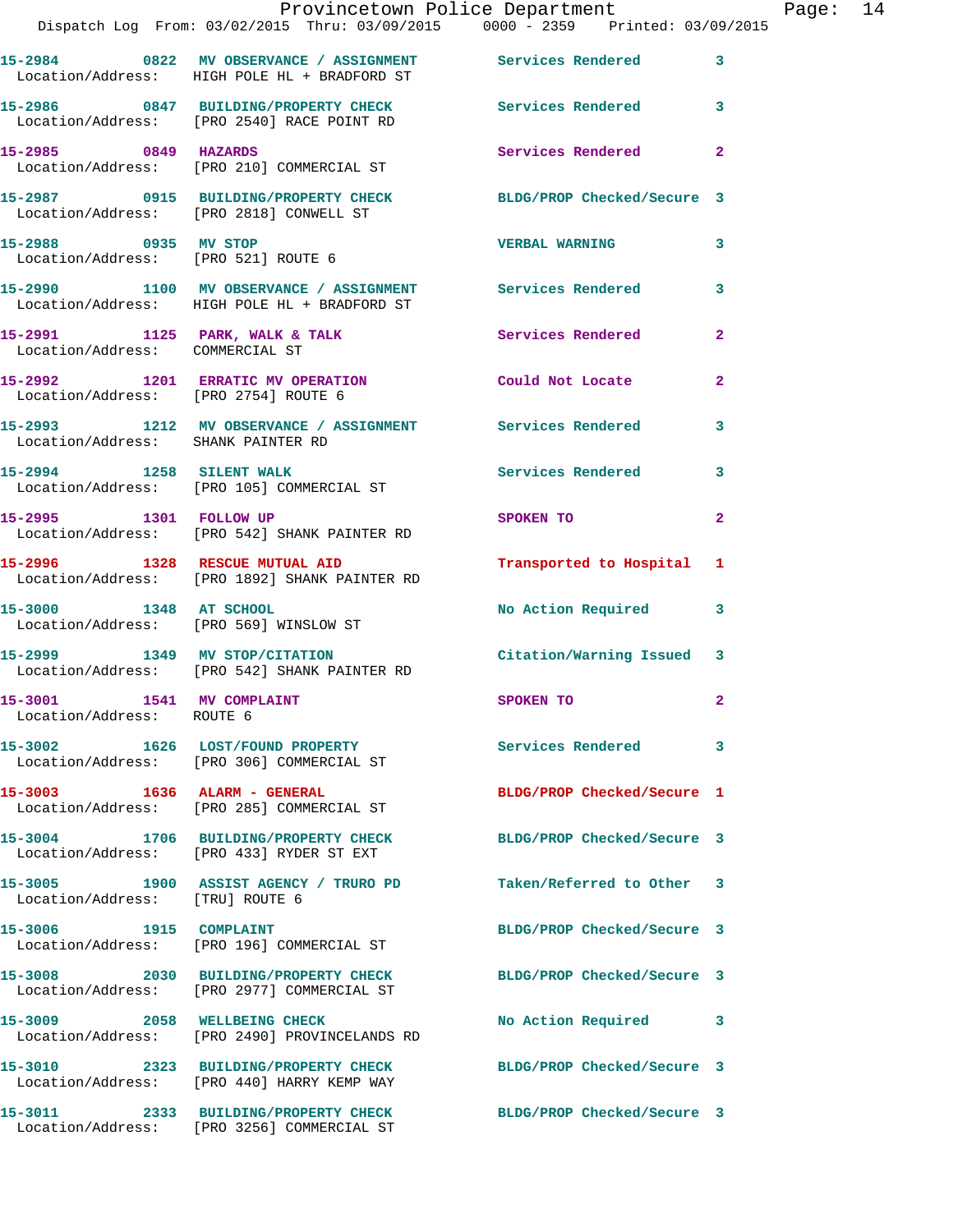| Call Number | Time | Call Reason | Action | Priority |
|---|---|---|---|---|
| 15-2984 | 0822 | MV OBSERVANCE / ASSIGNMENT | Services Rendered | 3 |
| Location/Address: | | HIGH POLE HL + BRADFORD ST | | |
| 15-2986 | 0847 | BUILDING/PROPERTY CHECK | Services Rendered | 3 |
| Location/Address: | | [PRO 2540] RACE POINT RD | | |
| 15-2985 | 0849 | HAZARDS | Services Rendered | 2 |
| Location/Address: | | [PRO 210] COMMERCIAL ST | | |
| 15-2987 | 0915 | BUILDING/PROPERTY CHECK | BLDG/PROP Checked/Secure | 3 |
| Location/Address: | | [PRO 2818] CONWELL ST | | |
| 15-2988 | 0935 | MV STOP | VERBAL WARNING | 3 |
| Location/Address: | | [PRO 521] ROUTE 6 | | |
| 15-2990 | 1100 | MV OBSERVANCE / ASSIGNMENT | Services Rendered | 3 |
| Location/Address: | | HIGH POLE HL + BRADFORD ST | | |
| 15-2991 | 1125 | PARK, WALK & TALK | Services Rendered | 2 |
| Location/Address: | | COMMERCIAL ST | | |
| 15-2992 | 1201 | ERRATIC MV OPERATION | Could Not Locate | 2 |
| Location/Address: | | [PRO 2754] ROUTE 6 | | |
| 15-2993 | 1212 | MV OBSERVANCE / ASSIGNMENT | Services Rendered | 3 |
| Location/Address: | | SHANK PAINTER RD | | |
| 15-2994 | 1258 | SILENT WALK | Services Rendered | 3 |
| Location/Address: | | [PRO 105] COMMERCIAL ST | | |
| 15-2995 | 1301 | FOLLOW UP | SPOKEN TO | 2 |
| Location/Address: | | [PRO 542] SHANK PAINTER RD | | |
| 15-2996 | 1328 | RESCUE MUTUAL AID | Transported to Hospital | 1 |
| Location/Address: | | [PRO 1892] SHANK PAINTER RD | | |
| 15-3000 | 1348 | AT SCHOOL | No Action Required | 3 |
| Location/Address: | | [PRO 569] WINSLOW ST | | |
| 15-2999 | 1349 | MV STOP/CITATION | Citation/Warning Issued | 3 |
| Location/Address: | | [PRO 542] SHANK PAINTER RD | | |
| 15-3001 | 1541 | MV COMPLAINT | SPOKEN TO | 2 |
| Location/Address: | | ROUTE 6 | | |
| 15-3002 | 1626 | LOST/FOUND PROPERTY | Services Rendered | 3 |
| Location/Address: | | [PRO 306] COMMERCIAL ST | | |
| 15-3003 | 1636 | ALARM - GENERAL | BLDG/PROP Checked/Secure | 1 |
| Location/Address: | | [PRO 285] COMMERCIAL ST | | |
| 15-3004 | 1706 | BUILDING/PROPERTY CHECK | BLDG/PROP Checked/Secure | 3 |
| Location/Address: | | [PRO 433] RYDER ST EXT | | |
| 15-3005 | 1900 | ASSIST AGENCY / TRURO PD | Taken/Referred to Other | 3 |
| Location/Address: | | [TRU] ROUTE 6 | | |
| 15-3006 | 1915 | COMPLAINT | BLDG/PROP Checked/Secure | 3 |
| Location/Address: | | [PRO 196] COMMERCIAL ST | | |
| 15-3008 | 2030 | BUILDING/PROPERTY CHECK | BLDG/PROP Checked/Secure | 3 |
| Location/Address: | | [PRO 2977] COMMERCIAL ST | | |
| 15-3009 | 2058 | WELLBEING CHECK | No Action Required | 3 |
| Location/Address: | | [PRO 2490] PROVINCELANDS RD | | |
| 15-3010 | 2323 | BUILDING/PROPERTY CHECK | BLDG/PROP Checked/Secure | 3 |
| Location/Address: | | [PRO 440] HARRY KEMP WAY | | |
| 15-3011 | 2333 | BUILDING/PROPERTY CHECK | BLDG/PROP Checked/Secure | 3 |
| Location/Address: | | [PRO 3256] COMMERCIAL ST | | |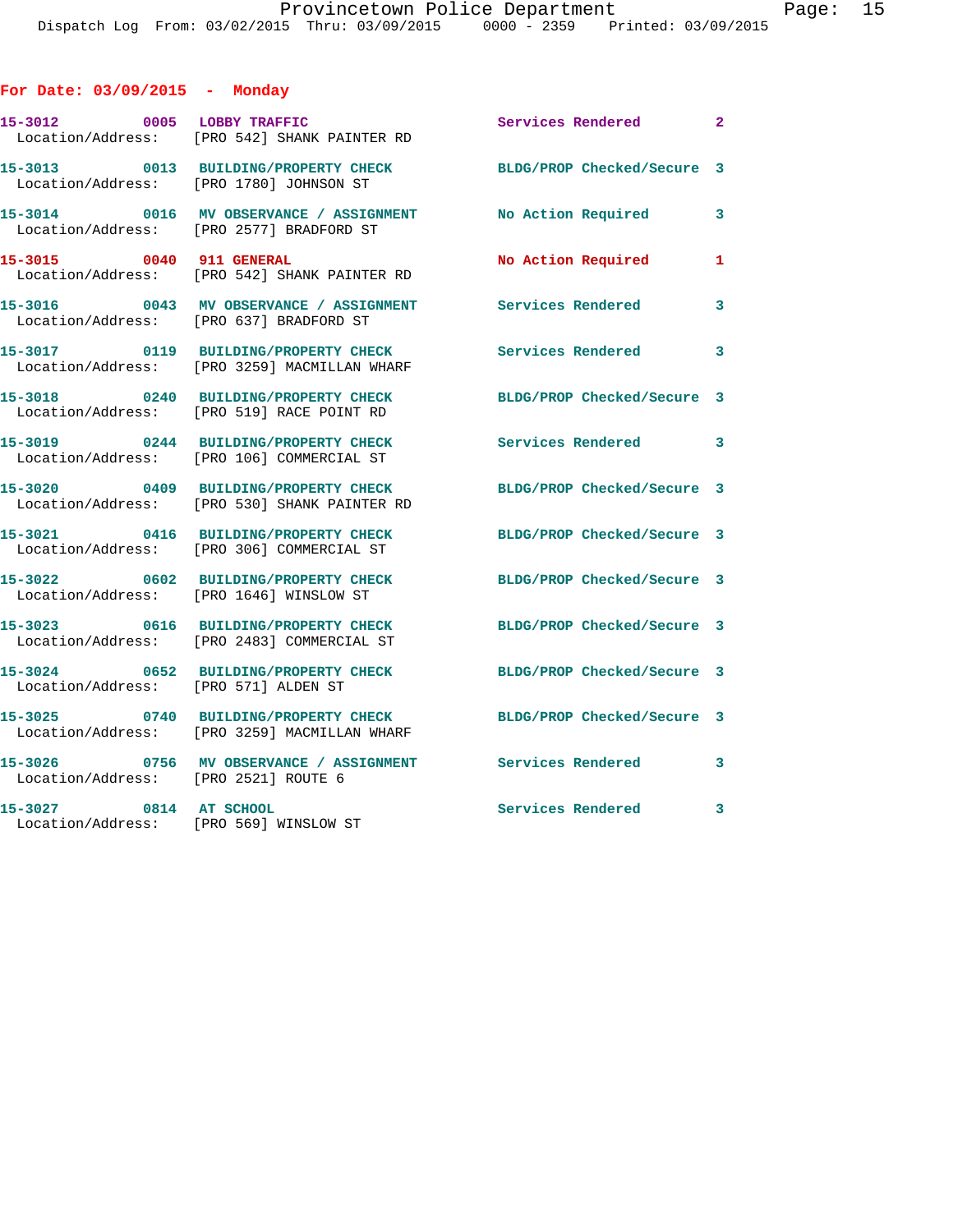## For Date: 03/09/2015 - Monday

| | | | | |
|---|---|---|---|---|
| 15-3012 | 0005 | LOBBY TRAFFIC | Services Rendered | 2 |
| Location/Address: | [PRO 542] SHANK PAINTER RD | | | |
| 15-3013 | 0013 | BUILDING/PROPERTY CHECK | BLDG/PROP Checked/Secure | 3 |
| Location/Address: | [PRO 1780] JOHNSON ST | | | |
| 15-3014 | 0016 | MV OBSERVANCE / ASSIGNMENT | No Action Required | 3 |
| Location/Address: | [PRO 2577] BRADFORD ST | | | |
| 15-3015 | 0040 | 911 GENERAL | No Action Required | 1 |
| Location/Address: | [PRO 542] SHANK PAINTER RD | | | |
| 15-3016 | 0043 | MV OBSERVANCE / ASSIGNMENT | Services Rendered | 3 |
| Location/Address: | [PRO 637] BRADFORD ST | | | |
| 15-3017 | 0119 | BUILDING/PROPERTY CHECK | Services Rendered | 3 |
| Location/Address: | [PRO 3259] MACMILLAN WHARF | | | |
| 15-3018 | 0240 | BUILDING/PROPERTY CHECK | BLDG/PROP Checked/Secure | 3 |
| Location/Address: | [PRO 519] RACE POINT RD | | | |
| 15-3019 | 0244 | BUILDING/PROPERTY CHECK | Services Rendered | 3 |
| Location/Address: | [PRO 106] COMMERCIAL ST | | | |
| 15-3020 | 0409 | BUILDING/PROPERTY CHECK | BLDG/PROP Checked/Secure | 3 |
| Location/Address: | [PRO 530] SHANK PAINTER RD | | | |
| 15-3021 | 0416 | BUILDING/PROPERTY CHECK | BLDG/PROP Checked/Secure | 3 |
| Location/Address: | [PRO 306] COMMERCIAL ST | | | |
| 15-3022 | 0602 | BUILDING/PROPERTY CHECK | BLDG/PROP Checked/Secure | 3 |
| Location/Address: | [PRO 1646] WINSLOW ST | | | |
| 15-3023 | 0616 | BUILDING/PROPERTY CHECK | BLDG/PROP Checked/Secure | 3 |
| Location/Address: | [PRO 2483] COMMERCIAL ST | | | |
| 15-3024 | 0652 | BUILDING/PROPERTY CHECK | BLDG/PROP Checked/Secure | 3 |
| Location/Address: | [PRO 571] ALDEN ST | | | |
| 15-3025 | 0740 | BUILDING/PROPERTY CHECK | BLDG/PROP Checked/Secure | 3 |
| Location/Address: | [PRO 3259] MACMILLAN WHARF | | | |
| 15-3026 | 0756 | MV OBSERVANCE / ASSIGNMENT | Services Rendered | 3 |
| Location/Address: | [PRO 2521] ROUTE 6 | | | |
| 15-3027 | 0814 | AT SCHOOL | Services Rendered | 3 |
| Location/Address: | [PRO 569] WINSLOW ST | | | |